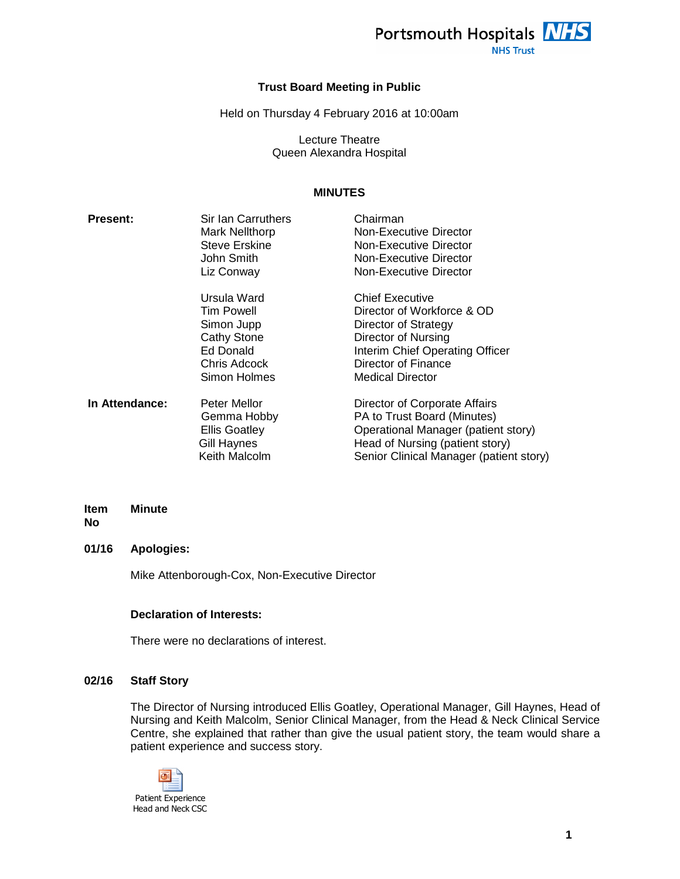Portsmouth Hospitals NHS Trust

# Trust Board Meeting in Public

Held on Thursday 4 February 2016 at 10:00am

Lecture Theatre
Queen Alexandra Hospital

## MINUTES

| | | |
|---|---|---|
| **Present:** | Sir Ian Carruthers | Chairman |
| | Mark Nellthorp | Non-Executive Director |
| | Steve Erskine | Non-Executive Director |
| | John Smith | Non-Executive Director |
| | Liz Conway | Non-Executive Director |
| | Ursula Ward | Chief Executive |
| | Tim Powell | Director of Workforce & OD |
| | Simon Jupp | Director of Strategy |
| | Cathy Stone | Director of Nursing |
| | Ed Donald | Interim Chief Operating Officer |
| | Chris Adcock | Director of Finance |
| | Simon Holmes | Medical Director |
| **In Attendance:** | Peter Mellor | Director of Corporate Affairs |
| | Gemma Hobby | PA to Trust Board (Minutes) |
| | Ellis Goatley | Operational Manager (patient story) |
| | Gill Haynes | Head of Nursing (patient story) |
| | Keith Malcolm | Senior Clinical Manager (patient story) |

| Item No | Minute |
|---|---|

**01/16 Apologies:**

Mike Attenborough-Cox, Non-Executive Director

**Declaration of Interests:**

There were no declarations of interest.

**02/16 Staff Story**

The Director of Nursing introduced Ellis Goatley, Operational Manager, Gill Haynes, Head of Nursing and Keith Malcolm, Senior Clinical Manager, from the Head & Neck Clinical Service Centre, she explained that rather than give the usual patient story, the team would share a patient experience and success story.

Patient Experience Head and Neck CSC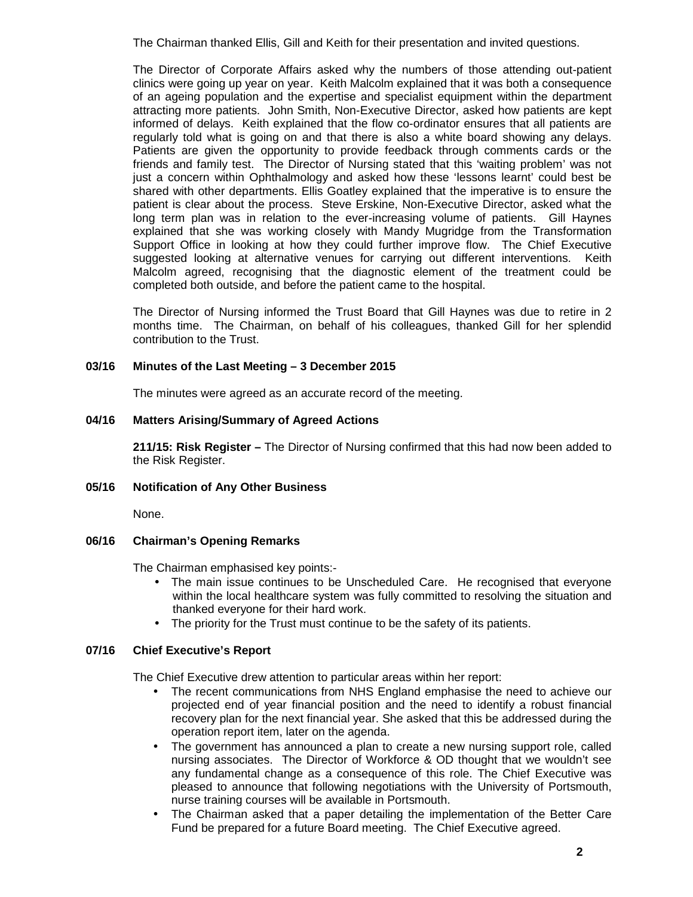The Chairman thanked Ellis, Gill and Keith for their presentation and invited questions.

The Director of Corporate Affairs asked why the numbers of those attending out-patient clinics were going up year on year. Keith Malcolm explained that it was both a consequence of an ageing population and the expertise and specialist equipment within the department attracting more patients. John Smith, Non-Executive Director, asked how patients are kept informed of delays. Keith explained that the flow co-ordinator ensures that all patients are regularly told what is going on and that there is also a white board showing any delays. Patients are given the opportunity to provide feedback through comments cards or the friends and family test. The Director of Nursing stated that this 'waiting problem' was not just a concern within Ophthalmology and asked how these 'lessons learnt' could best be shared with other departments. Ellis Goatley explained that the imperative is to ensure the patient is clear about the process. Steve Erskine, Non-Executive Director, asked what the long term plan was in relation to the ever-increasing volume of patients. Gill Haynes explained that she was working closely with Mandy Mugridge from the Transformation Support Office in looking at how they could further improve flow. The Chief Executive suggested looking at alternative venues for carrying out different interventions. Keith Malcolm agreed, recognising that the diagnostic element of the treatment could be completed both outside, and before the patient came to the hospital.

The Director of Nursing informed the Trust Board that Gill Haynes was due to retire in 2 months time. The Chairman, on behalf of his colleagues, thanked Gill for her splendid contribution to the Trust.

**03/16 Minutes of the Last Meeting – 3 December 2015**

The minutes were agreed as an accurate record of the meeting.

**04/16 Matters Arising/Summary of Agreed Actions**

**211/15: Risk Register –** The Director of Nursing confirmed that this had now been added to the Risk Register.

**05/16 Notification of Any Other Business**

None.

**06/16 Chairman's Opening Remarks**

The Chairman emphasised key points:-

- The main issue continues to be Unscheduled Care. He recognised that everyone within the local healthcare system was fully committed to resolving the situation and thanked everyone for their hard work.
- The priority for the Trust must continue to be the safety of its patients.

**07/16 Chief Executive's Report**

The Chief Executive drew attention to particular areas within her report:

- The recent communications from NHS England emphasise the need to achieve our projected end of year financial position and the need to identify a robust financial recovery plan for the next financial year. She asked that this be addressed during the operation report item, later on the agenda.
- The government has announced a plan to create a new nursing support role, called nursing associates. The Director of Workforce & OD thought that we wouldn't see any fundamental change as a consequence of this role. The Chief Executive was pleased to announce that following negotiations with the University of Portsmouth, nurse training courses will be available in Portsmouth.
- The Chairman asked that a paper detailing the implementation of the Better Care Fund be prepared for a future Board meeting. The Chief Executive agreed.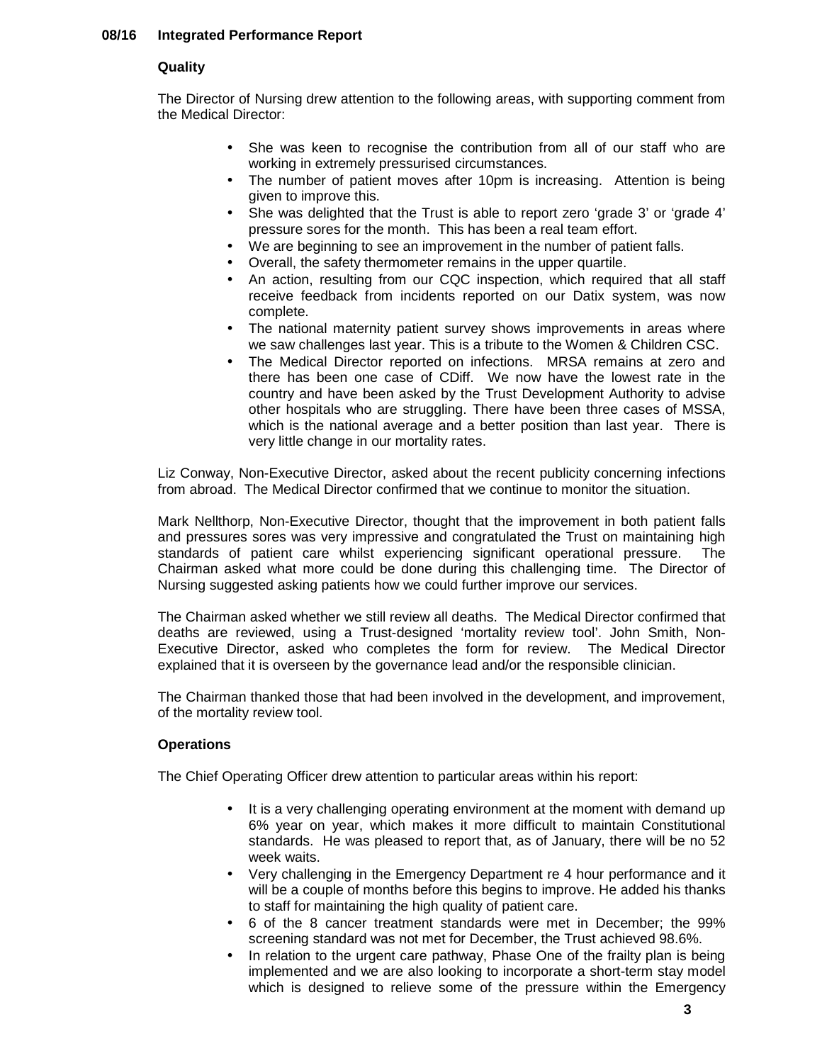## 08/16 Integrated Performance Report

### Quality

The Director of Nursing drew attention to the following areas, with supporting comment from the Medical Director:

- She was keen to recognise the contribution from all of our staff who are working in extremely pressurised circumstances.
- The number of patient moves after 10pm is increasing. Attention is being given to improve this.
- She was delighted that the Trust is able to report zero 'grade 3' or 'grade 4' pressure sores for the month. This has been a real team effort.
- We are beginning to see an improvement in the number of patient falls.
- Overall, the safety thermometer remains in the upper quartile.
- An action, resulting from our CQC inspection, which required that all staff receive feedback from incidents reported on our Datix system, was now complete.
- The national maternity patient survey shows improvements in areas where we saw challenges last year. This is a tribute to the Women & Children CSC.
- The Medical Director reported on infections. MRSA remains at zero and there has been one case of CDiff. We now have the lowest rate in the country and have been asked by the Trust Development Authority to advise other hospitals who are struggling. There have been three cases of MSSA, which is the national average and a better position than last year. There is very little change in our mortality rates.

Liz Conway, Non-Executive Director, asked about the recent publicity concerning infections from abroad. The Medical Director confirmed that we continue to monitor the situation.

Mark Nellthorp, Non-Executive Director, thought that the improvement in both patient falls and pressures sores was very impressive and congratulated the Trust on maintaining high standards of patient care whilst experiencing significant operational pressure. The Chairman asked what more could be done during this challenging time. The Director of Nursing suggested asking patients how we could further improve our services.

The Chairman asked whether we still review all deaths. The Medical Director confirmed that deaths are reviewed, using a Trust-designed 'mortality review tool'. John Smith, Non-Executive Director, asked who completes the form for review. The Medical Director explained that it is overseen by the governance lead and/or the responsible clinician.

The Chairman thanked those that had been involved in the development, and improvement, of the mortality review tool.

### Operations

The Chief Operating Officer drew attention to particular areas within his report:

- It is a very challenging operating environment at the moment with demand up 6% year on year, which makes it more difficult to maintain Constitutional standards. He was pleased to report that, as of January, there will be no 52 week waits.
- Very challenging in the Emergency Department re 4 hour performance and it will be a couple of months before this begins to improve. He added his thanks to staff for maintaining the high quality of patient care.
- 6 of the 8 cancer treatment standards were met in December; the 99% screening standard was not met for December, the Trust achieved 98.6%.
- In relation to the urgent care pathway, Phase One of the frailty plan is being implemented and we are also looking to incorporate a short-term stay model which is designed to relieve some of the pressure within the Emergency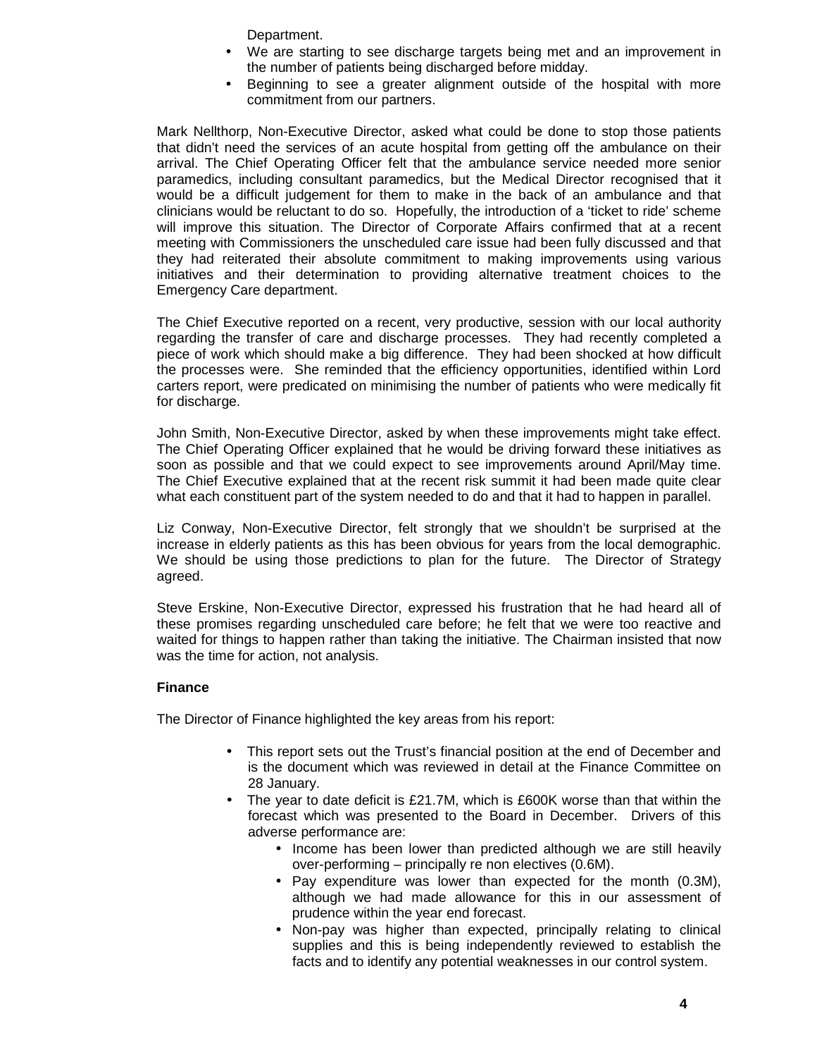Department.

- We are starting to see discharge targets being met and an improvement in the number of patients being discharged before midday.
- Beginning to see a greater alignment outside of the hospital with more commitment from our partners.

Mark Nellthorp, Non-Executive Director, asked what could be done to stop those patients that didn't need the services of an acute hospital from getting off the ambulance on their arrival. The Chief Operating Officer felt that the ambulance service needed more senior paramedics, including consultant paramedics, but the Medical Director recognised that it would be a difficult judgement for them to make in the back of an ambulance and that clinicians would be reluctant to do so. Hopefully, the introduction of a 'ticket to ride' scheme will improve this situation. The Director of Corporate Affairs confirmed that at a recent meeting with Commissioners the unscheduled care issue had been fully discussed and that they had reiterated their absolute commitment to making improvements using various initiatives and their determination to providing alternative treatment choices to the Emergency Care department.

The Chief Executive reported on a recent, very productive, session with our local authority regarding the transfer of care and discharge processes. They had recently completed a piece of work which should make a big difference. They had been shocked at how difficult the processes were. She reminded that the efficiency opportunities, identified within Lord carters report, were predicated on minimising the number of patients who were medically fit for discharge.

John Smith, Non-Executive Director, asked by when these improvements might take effect. The Chief Operating Officer explained that he would be driving forward these initiatives as soon as possible and that we could expect to see improvements around April/May time. The Chief Executive explained that at the recent risk summit it had been made quite clear what each constituent part of the system needed to do and that it had to happen in parallel.

Liz Conway, Non-Executive Director, felt strongly that we shouldn't be surprised at the increase in elderly patients as this has been obvious for years from the local demographic. We should be using those predictions to plan for the future. The Director of Strategy agreed.

Steve Erskine, Non-Executive Director, expressed his frustration that he had heard all of these promises regarding unscheduled care before; he felt that we were too reactive and waited for things to happen rather than taking the initiative. The Chairman insisted that now was the time for action, not analysis.

**Finance**

The Director of Finance highlighted the key areas from his report:

- This report sets out the Trust's financial position at the end of December and is the document which was reviewed in detail at the Finance Committee on 28 January.
- The year to date deficit is £21.7M, which is £600K worse than that within the forecast which was presented to the Board in December. Drivers of this adverse performance are:
  - Income has been lower than predicted although we are still heavily over-performing – principally re non electives (0.6M).
  - Pay expenditure was lower than expected for the month (0.3M), although we had made allowance for this in our assessment of prudence within the year end forecast.
  - Non-pay was higher than expected, principally relating to clinical supplies and this is being independently reviewed to establish the facts and to identify any potential weaknesses in our control system.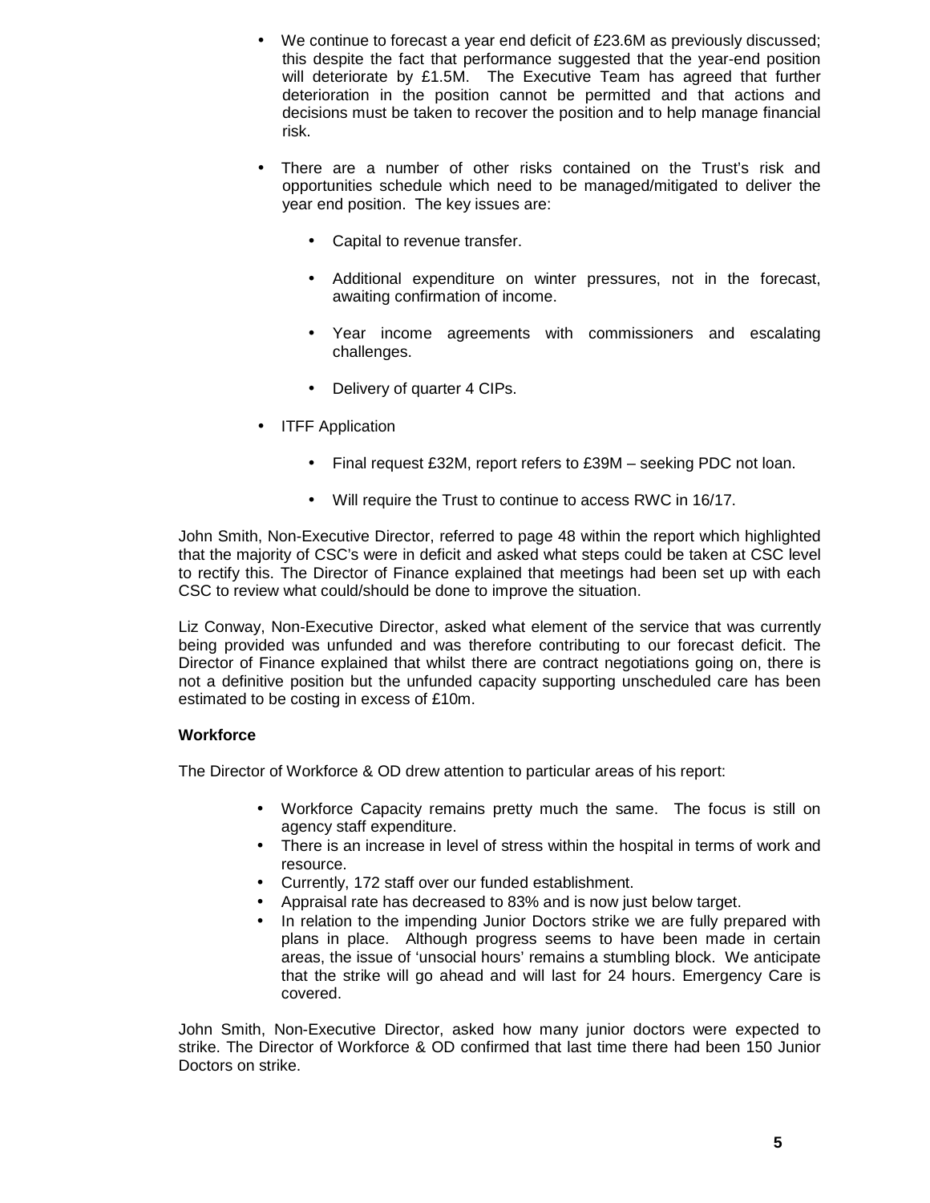- We continue to forecast a year end deficit of £23.6M as previously discussed; this despite the fact that performance suggested that the year-end position will deteriorate by £1.5M. The Executive Team has agreed that further deterioration in the position cannot be permitted and that actions and decisions must be taken to recover the position and to help manage financial risk.

- There are a number of other risks contained on the Trust's risk and opportunities schedule which need to be managed/mitigated to deliver the year end position. The key issues are:

  - Capital to revenue transfer.

  - Additional expenditure on winter pressures, not in the forecast, awaiting confirmation of income.

  - Year income agreements with commissioners and escalating challenges.

  - Delivery of quarter 4 CIPs.

- ITFF Application

  - Final request £32M, report refers to £39M – seeking PDC not loan.

  - Will require the Trust to continue to access RWC in 16/17.

John Smith, Non-Executive Director, referred to page 48 within the report which highlighted that the majority of CSC's were in deficit and asked what steps could be taken at CSC level to rectify this. The Director of Finance explained that meetings had been set up with each CSC to review what could/should be done to improve the situation.

Liz Conway, Non-Executive Director, asked what element of the service that was currently being provided was unfunded and was therefore contributing to our forecast deficit. The Director of Finance explained that whilst there are contract negotiations going on, there is not a definitive position but the unfunded capacity supporting unscheduled care has been estimated to be costing in excess of £10m.

**Workforce**

The Director of Workforce & OD drew attention to particular areas of his report:

- Workforce Capacity remains pretty much the same. The focus is still on agency staff expenditure.
- There is an increase in level of stress within the hospital in terms of work and resource.
- Currently, 172 staff over our funded establishment.
- Appraisal rate has decreased to 83% and is now just below target.
- In relation to the impending Junior Doctors strike we are fully prepared with plans in place. Although progress seems to have been made in certain areas, the issue of 'unsocial hours' remains a stumbling block. We anticipate that the strike will go ahead and will last for 24 hours. Emergency Care is covered.

John Smith, Non-Executive Director, asked how many junior doctors were expected to strike. The Director of Workforce & OD confirmed that last time there had been 150 Junior Doctors on strike.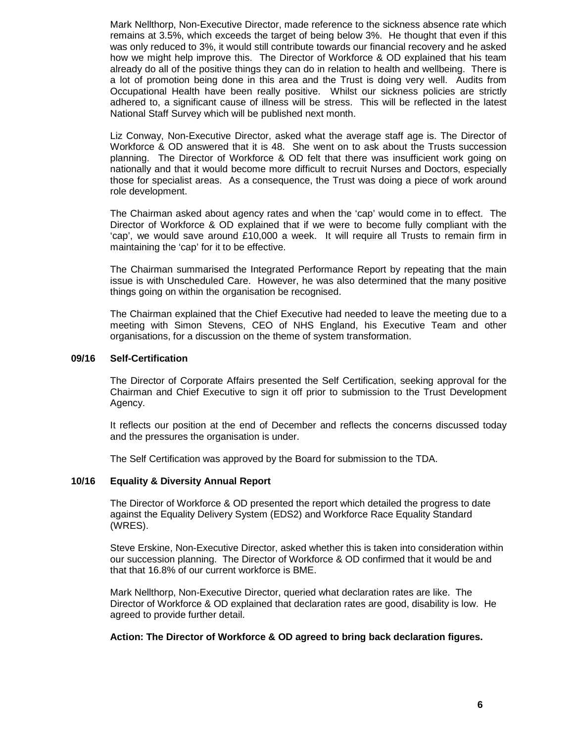Mark Nellthorp, Non-Executive Director, made reference to the sickness absence rate which remains at 3.5%, which exceeds the target of being below 3%. He thought that even if this was only reduced to 3%, it would still contribute towards our financial recovery and he asked how we might help improve this. The Director of Workforce & OD explained that his team already do all of the positive things they can do in relation to health and wellbeing. There is a lot of promotion being done in this area and the Trust is doing very well. Audits from Occupational Health have been really positive. Whilst our sickness policies are strictly adhered to, a significant cause of illness will be stress. This will be reflected in the latest National Staff Survey which will be published next month.

Liz Conway, Non-Executive Director, asked what the average staff age is. The Director of Workforce & OD answered that it is 48. She went on to ask about the Trusts succession planning. The Director of Workforce & OD felt that there was insufficient work going on nationally and that it would become more difficult to recruit Nurses and Doctors, especially those for specialist areas. As a consequence, the Trust was doing a piece of work around role development.

The Chairman asked about agency rates and when the 'cap' would come in to effect. The Director of Workforce & OD explained that if we were to become fully compliant with the 'cap', we would save around £10,000 a week. It will require all Trusts to remain firm in maintaining the 'cap' for it to be effective.

The Chairman summarised the Integrated Performance Report by repeating that the main issue is with Unscheduled Care. However, he was also determined that the many positive things going on within the organisation be recognised.

The Chairman explained that the Chief Executive had needed to leave the meeting due to a meeting with Simon Stevens, CEO of NHS England, his Executive Team and other organisations, for a discussion on the theme of system transformation.

**09/16 Self-Certification**

The Director of Corporate Affairs presented the Self Certification, seeking approval for the Chairman and Chief Executive to sign it off prior to submission to the Trust Development Agency.

It reflects our position at the end of December and reflects the concerns discussed today and the pressures the organisation is under.

The Self Certification was approved by the Board for submission to the TDA.

**10/16 Equality & Diversity Annual Report**

The Director of Workforce & OD presented the report which detailed the progress to date against the Equality Delivery System (EDS2) and Workforce Race Equality Standard (WRES).

Steve Erskine, Non-Executive Director, asked whether this is taken into consideration within our succession planning. The Director of Workforce & OD confirmed that it would be and that that 16.8% of our current workforce is BME.

Mark Nellthorp, Non-Executive Director, queried what declaration rates are like. The Director of Workforce & OD explained that declaration rates are good, disability is low. He agreed to provide further detail.

**Action: The Director of Workforce & OD agreed to bring back declaration figures.**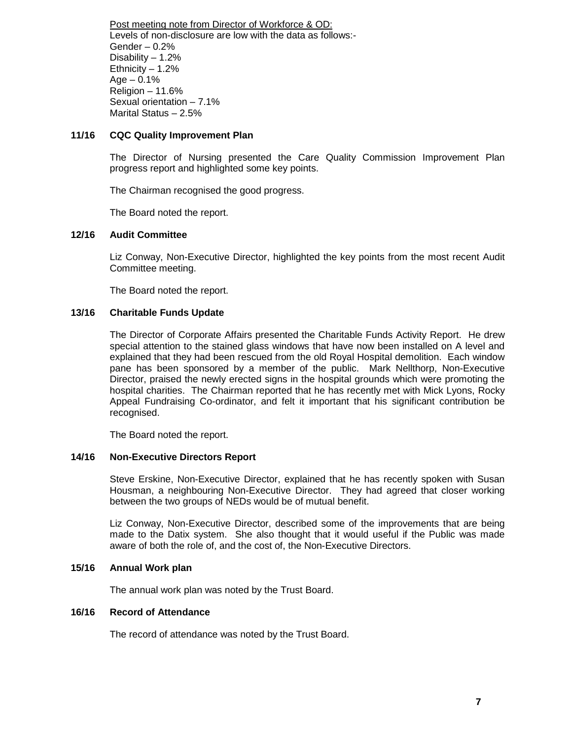Post meeting note from Director of Workforce & OD:
Levels of non-disclosure are low with the data as follows:-
Gender – 0.2%
Disability – 1.2%
Ethnicity – 1.2%
Age – 0.1%
Religion – 11.6%
Sexual orientation – 7.1%
Marital Status – 2.5%

**11/16 CQC Quality Improvement Plan**

The Director of Nursing presented the Care Quality Commission Improvement Plan progress report and highlighted some key points.

The Chairman recognised the good progress.

The Board noted the report.

**12/16 Audit Committee**

Liz Conway, Non-Executive Director, highlighted the key points from the most recent Audit Committee meeting.

The Board noted the report.

**13/16 Charitable Funds Update**

The Director of Corporate Affairs presented the Charitable Funds Activity Report. He drew special attention to the stained glass windows that have now been installed on A level and explained that they had been rescued from the old Royal Hospital demolition. Each window pane has been sponsored by a member of the public. Mark Nellthorp, Non-Executive Director, praised the newly erected signs in the hospital grounds which were promoting the hospital charities. The Chairman reported that he has recently met with Mick Lyons, Rocky Appeal Fundraising Co-ordinator, and felt it important that his significant contribution be recognised.

The Board noted the report.

**14/16 Non-Executive Directors Report**

Steve Erskine, Non-Executive Director, explained that he has recently spoken with Susan Housman, a neighbouring Non-Executive Director. They had agreed that closer working between the two groups of NEDs would be of mutual benefit.

Liz Conway, Non-Executive Director, described some of the improvements that are being made to the Datix system. She also thought that it would useful if the Public was made aware of both the role of, and the cost of, the Non-Executive Directors.

**15/16 Annual Work plan**

The annual work plan was noted by the Trust Board.

**16/16 Record of Attendance**

The record of attendance was noted by the Trust Board.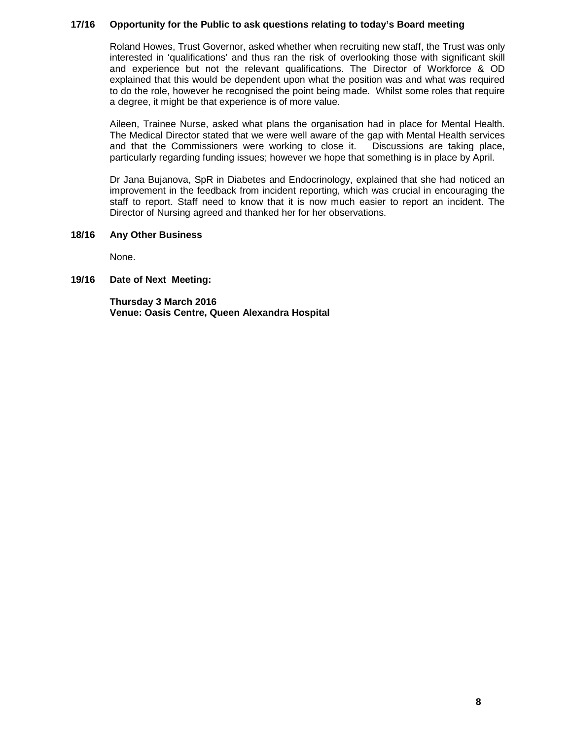**17/16 Opportunity for the Public to ask questions relating to today's Board meeting**

Roland Howes, Trust Governor, asked whether when recruiting new staff, the Trust was only interested in 'qualifications' and thus ran the risk of overlooking those with significant skill and experience but not the relevant qualifications. The Director of Workforce & OD explained that this would be dependent upon what the position was and what was required to do the role, however he recognised the point being made. Whilst some roles that require a degree, it might be that experience is of more value.

Aileen, Trainee Nurse, asked what plans the organisation had in place for Mental Health. The Medical Director stated that we were well aware of the gap with Mental Health services and that the Commissioners were working to close it. Discussions are taking place, particularly regarding funding issues; however we hope that something is in place by April.

Dr Jana Bujanova, SpR in Diabetes and Endocrinology, explained that she had noticed an improvement in the feedback from incident reporting, which was crucial in encouraging the staff to report. Staff need to know that it is now much easier to report an incident. The Director of Nursing agreed and thanked her for her observations.

**18/16 Any Other Business**

None.

**19/16 Date of Next Meeting:**

**Thursday 3 March 2016**
**Venue: Oasis Centre, Queen Alexandra Hospital**